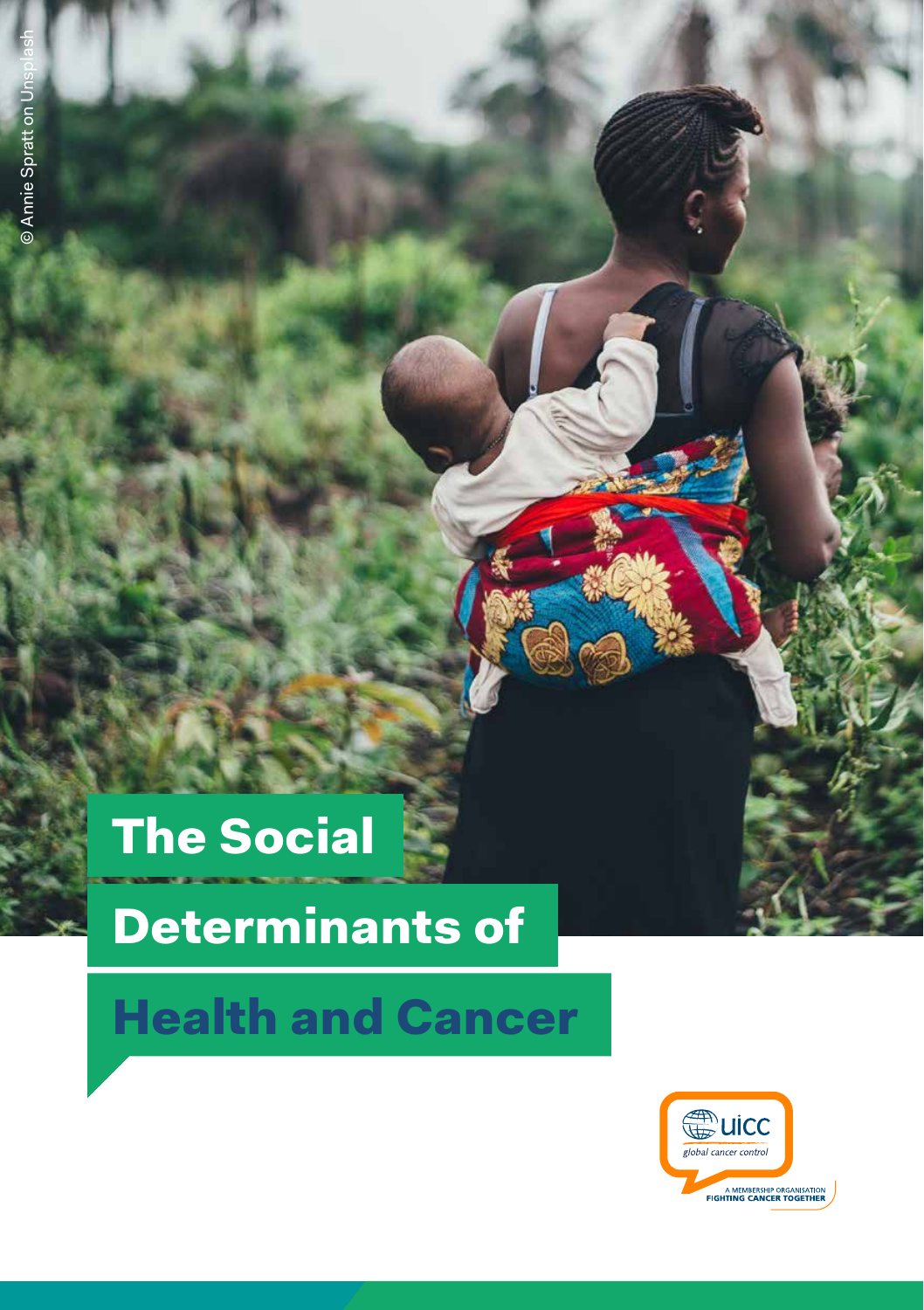© Annie Spratt on Unsplash

# The Social Determinants of Health and Cancer

uicc
global cancer control

A MEMBERSHIP ORGANISATION
FIGHTING CANCER TOGETHER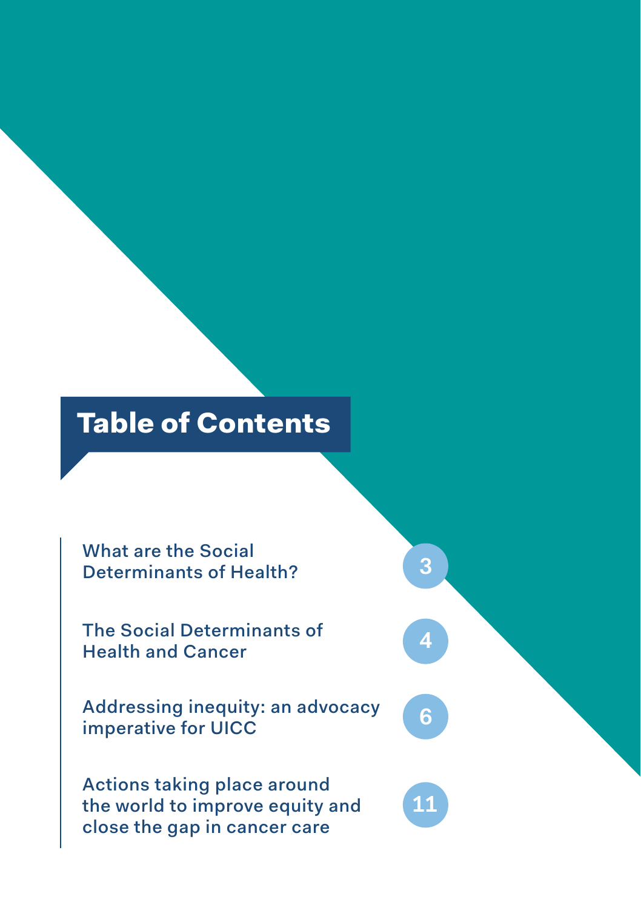# Table of Contents

- What are the Social Determinants of Health? — 3
- The Social Determinants of Health and Cancer — 4
- Addressing inequity: an advocacy imperative for UICC — 6
- Actions taking place around the world to improve equity and close the gap in cancer care — 11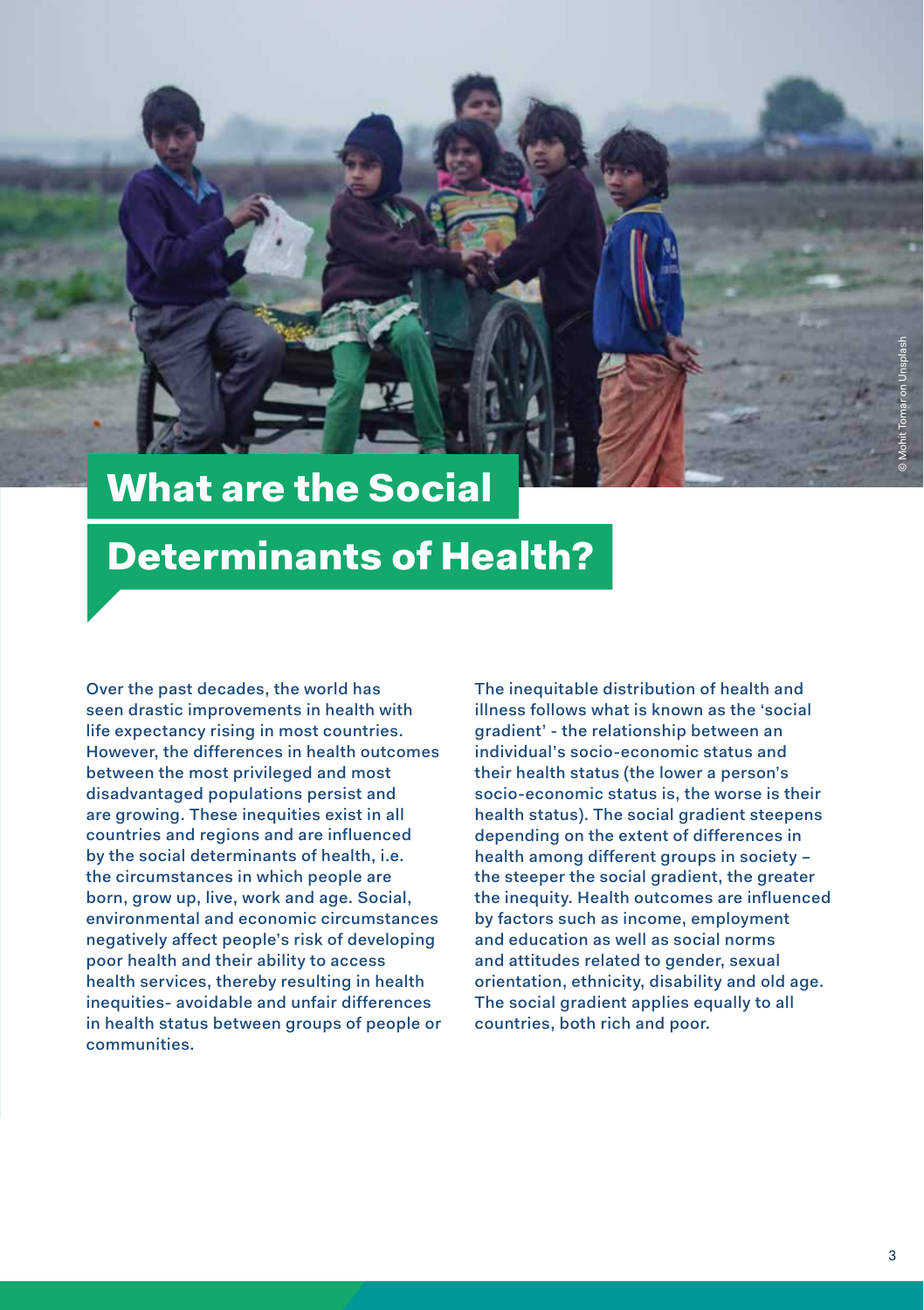# What are the Social Determinants of Health?

Over the past decades, the world has seen drastic improvements in health with life expectancy rising in most countries. However, the differences in health outcomes between the most privileged and most disadvantaged populations persist and are growing. These inequities exist in all countries and regions and are influenced by the social determinants of health, i.e. the circumstances in which people are born, grow up, live, work and age. Social, environmental and economic circumstances negatively affect people's risk of developing poor health and their ability to access health services, thereby resulting in health inequities- avoidable and unfair differences in health status between groups of people or communities.

The inequitable distribution of health and illness follows what is known as the 'social gradient' - the relationship between an individual's socio-economic status and their health status (the lower a person's socio-economic status is, the worse is their health status). The social gradient steepens depending on the extent of differences in health among different groups in society – the steeper the social gradient, the greater the inequity. Health outcomes are influenced by factors such as income, employment and education as well as social norms and attitudes related to gender, sexual orientation, ethnicity, disability and old age. The social gradient applies equally to all countries, both rich and poor.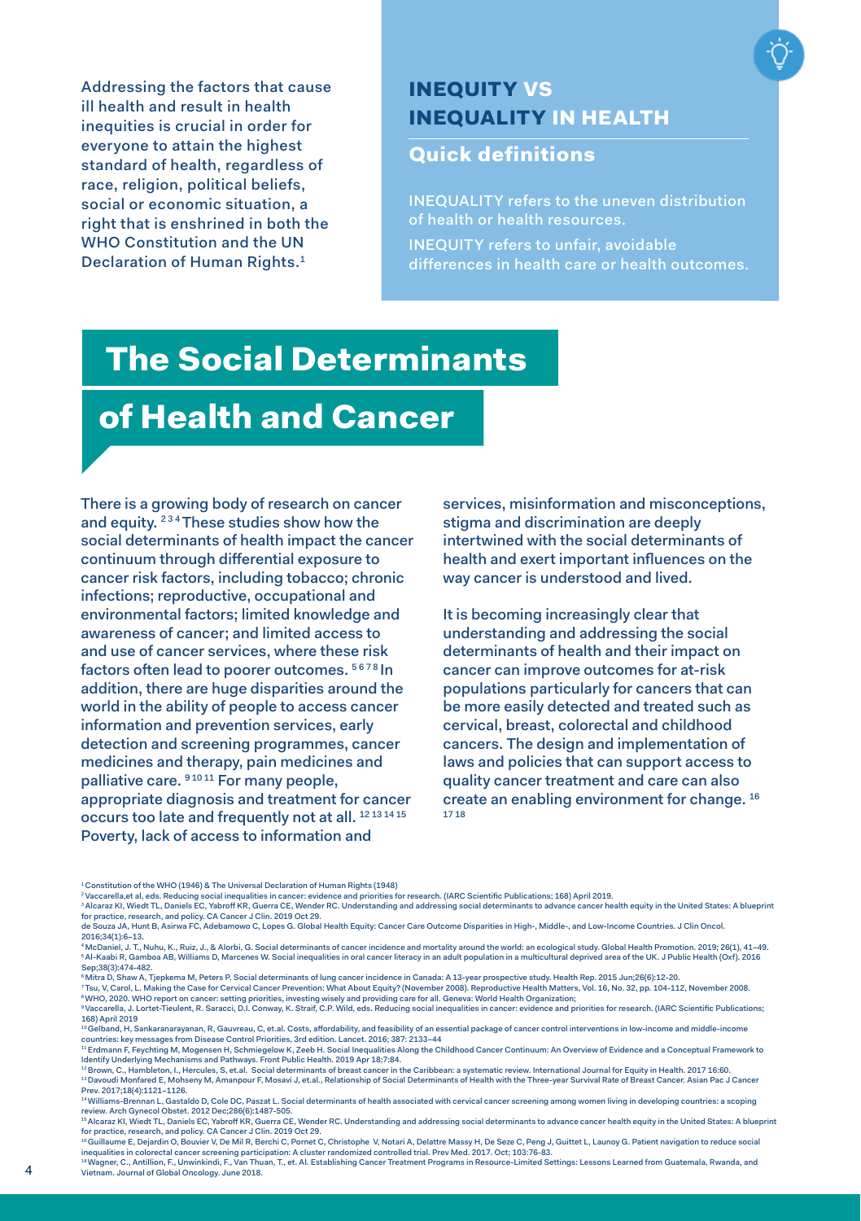Addressing the factors that cause ill health and result in health inequities is crucial in order for everyone to attain the highest standard of health, regardless of race, religion, political beliefs, social or economic situation, a right that is enshrined in both the WHO Constitution and the UN Declaration of Human Rights.[1]

## INEQUITY VS INEQUALITY IN HEALTH

### Quick definitions

INEQUALITY refers to the uneven distribution of health or health resources.

INEQUITY refers to unfair, avoidable differences in health care or health outcomes.

# The Social Determinants of Health and Cancer

There is a growing body of research on cancer and equity.[2,3,4] These studies show how the social determinants of health impact the cancer continuum through differential exposure to cancer risk factors, including tobacco; chronic infections; reproductive, occupational and environmental factors; limited knowledge and awareness of cancer; and limited access to and use of cancer services, where these risk factors often lead to poorer outcomes.[5,6,7,8] In addition, there are huge disparities around the world in the ability of people to access cancer information and prevention services, early detection and screening programmes, cancer medicines and therapy, pain medicines and palliative care.[9,10,11] For many people, appropriate diagnosis and treatment for cancer occurs too late and frequently not at all.[12,13,14,15] Poverty, lack of access to information and services, misinformation and misconceptions, stigma and discrimination are deeply intertwined with the social determinants of health and exert important influences on the way cancer is understood and lived.

It is becoming increasingly clear that understanding and addressing the social determinants of health and their impact on cancer can improve outcomes for at-risk populations particularly for cancers that can be more easily detected and treated such as cervical, breast, colorectal and childhood cancers. The design and implementation of laws and policies that can support access to quality cancer treatment and care can also create an enabling environment for change.[16,17,18]

---

[1] Constitution of the WHO (1946) & The Universal Declaration of Human Rights (1948)

[2] Vaccarella,et al, eds. Reducing social inequalities in cancer: evidence and priorities for research. (IARC Scientific Publications; 168) April 2019.

[3] Alcaraz KI, Wiedt TL, Daniels EC, Yabroff KR, Guerra CE, Wender RC. Understanding and addressing social determinants to advance cancer health equity in the United States: A blueprint for practice, research, and policy. CA Cancer J Clin. 2019 Oct 29.
de Souza JA, Hunt B, Asirwa FC, Adebamowo C, Lopes G. Global Health Equity: Cancer Care Outcome Disparities in High-, Middle-, and Low-Income Countries. J Clin Oncol. 2016;34(1):6–13.

[4] McDaniel, J. T., Nuhu, K., Ruiz, J., & Alorbi, G. Social determinants of cancer incidence and mortality around the world: an ecological study. Global Health Promotion. 2019; 26(1), 41–49.

[5] Al-Kaabi R, Gamboa AB, Williams D, Marcenes W. Social inequalities in oral cancer literacy in an adult population in a multicultural deprived area of the UK. J Public Health (Oxf). 2016 Sep;38(3):474-482.

[6] Mitra D, Shaw A, Tjepkema M, Peters P. Social determinants of lung cancer incidence in Canada: A 13-year prospective study. Health Rep. 2015 Jun;26(6):12-20.

[7] Tsu, V, Carol, L. Making the Case for Cervical Cancer Prevention: What About Equity? (November 2008). Reproductive Health Matters, Vol. 16, No. 32, pp. 104-112, November 2008.

[8] WHO, 2020. WHO report on cancer: setting priorities, investing wisely and providing care for all. Geneva: World Health Organization;

[9] Vaccarella, J. Lortet-Tieulent, R. Saracci, D.I. Conway, K. Straif, C.P. Wild, eds. Reducing social inequalities in cancer: evidence and priorities for research. (IARC Scientific Publications; 168) April 2019

[10] Gelband, H, Sankaranarayanan, R, Gauvreau, C, et.al. Costs, affordability, and feasibility of an essential package of cancer control interventions in low-income and middle-income countries: key messages from Disease Control Priorities, 3rd edition. Lancet. 2016; 387: 2133–44

[11] Erdmann F, Feychting M, Mogensen H, Schmiegelow K, Zeeb H. Social Inequalities Along the Childhood Cancer Continuum: An Overview of Evidence and a Conceptual Framework to Identify Underlying Mechanisms and Pathways. Front Public Health. 2019 Apr 18;7:84.

[12] Brown, C., Hambleton, I., Hercules, S, et.al. Social determinants of breast cancer in the Caribbean: a systematic review. International Journal for Equity in Health. 2017 16:60.

[13] Davoudi Monfared E, Mohseny M, Amanpour F, Mosavi J, et.al., Relationship of Social Determinants of Health with the Three-year Survival Rate of Breast Cancer. Asian Pac J Cancer Prev. 2017;18(4):1121–1126.

[14] Williams-Brennan L, Gastaldo D, Cole DC, Paszat L. Social determinants of health associated with cervical cancer screening among women living in developing countries: a scoping review. Arch Gynecol Obstet. 2012 Dec;286(6):1487-505.

[15] Alcaraz KI, Wiedt TL, Daniels EC, Yabroff KR, Guerra CE, Wender RC. Understanding and addressing social determinants to advance cancer health equity in the United States: A blueprint for practice, research, and policy. CA Cancer J Clin. 2019 Oct 29.

[16] Guillaume E, Dejardin O, Bouvier V, De Mil R, Berchi C, Pornet C, Christophe V, Notari A, Delattre Massy H, De Seze C, Peng J, Guittet L, Launoy G. Patient navigation to reduce social inequalities in colorectal cancer screening participation: A cluster randomized controlled trial. Prev Med. 2017. Oct; 103:76-83.

[18] Wagner, C., Antillion, F., Unwinkindi, F., Van Thuan, T., et. Al. Establishing Cancer Treatment Programs in Resource-Limited Settings: Lessons Learned from Guatemala, Rwanda, and Vietnam. Journal of Global Oncology. June 2018.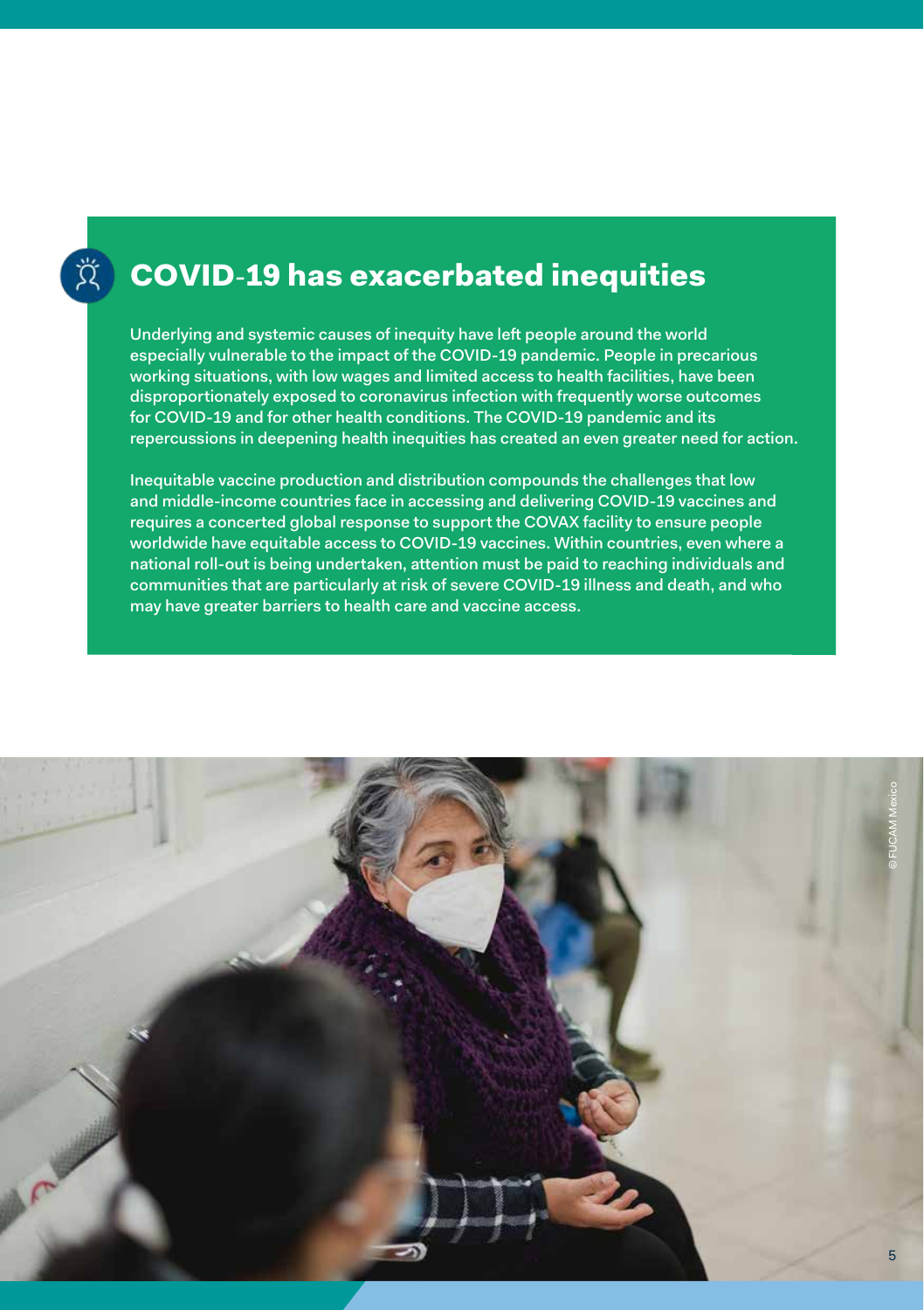## COVID-19 has exacerbated inequities

Underlying and systemic causes of inequity have left people around the world especially vulnerable to the impact of the COVID-19 pandemic. People in precarious working situations, with low wages and limited access to health facilities, have been disproportionately exposed to coronavirus infection with frequently worse outcomes for COVID-19 and for other health conditions. The COVID-19 pandemic and its repercussions in deepening health inequities has created an even greater need for action.

Inequitable vaccine production and distribution compounds the challenges that low and middle-income countries face in accessing and delivering COVID-19 vaccines and requires a concerted global response to support the COVAX facility to ensure people worldwide have equitable access to COVID-19 vaccines. Within countries, even where a national roll-out is being undertaken, attention must be paid to reaching individuals and communities that are particularly at risk of severe COVID-19 illness and death, and who may have greater barriers to health care and vaccine access.

© FUCAM Mexico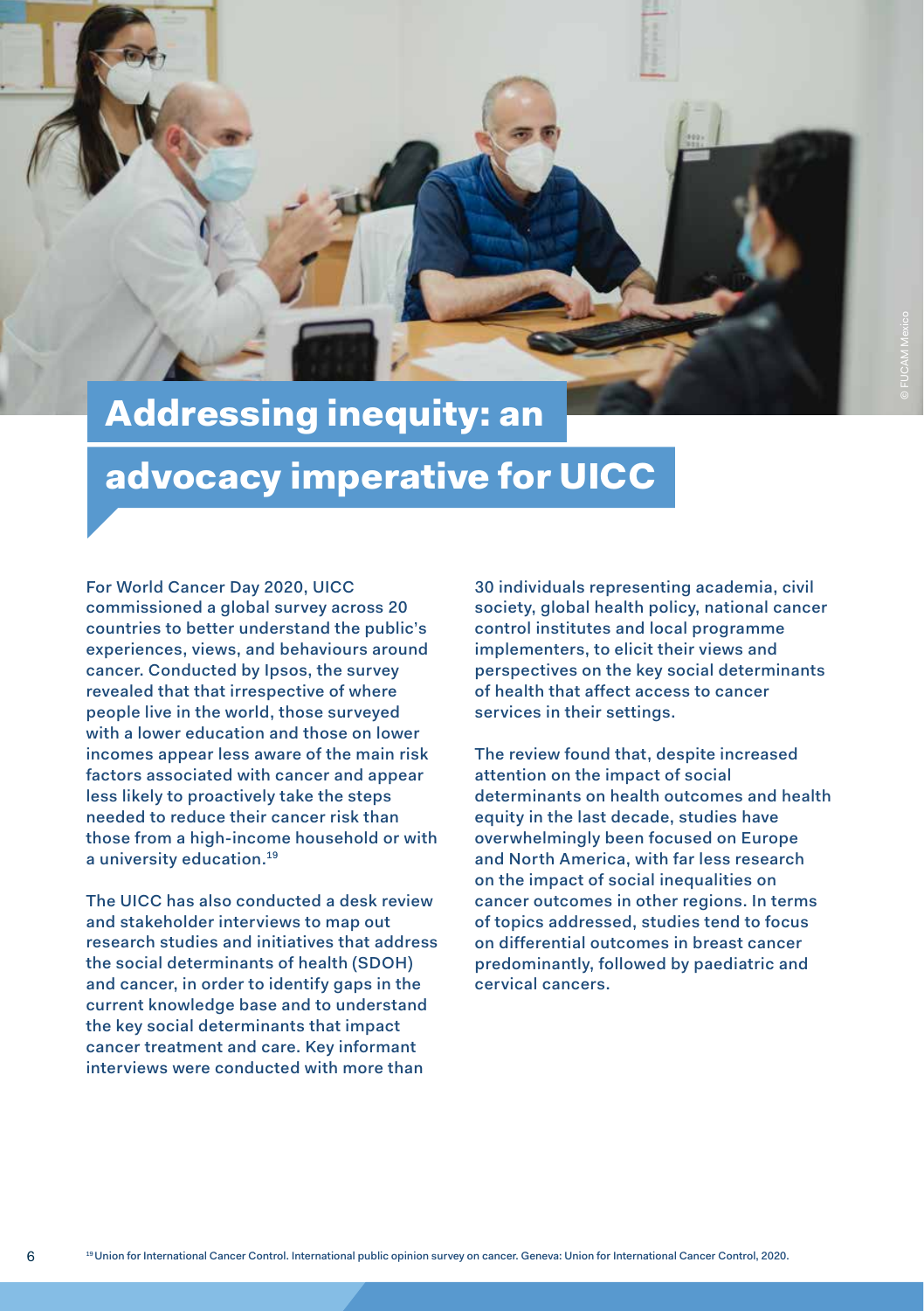# Addressing inequity: an advocacy imperative for UICC

For World Cancer Day 2020, UICC commissioned a global survey across 20 countries to better understand the public's experiences, views, and behaviours around cancer. Conducted by Ipsos, the survey revealed that that irrespective of where people live in the world, those surveyed with a lower education and those on lower incomes appear less aware of the main risk factors associated with cancer and appear less likely to proactively take the steps needed to reduce their cancer risk than those from a high-income household or with a university education.[19]

The UICC has also conducted a desk review and stakeholder interviews to map out research studies and initiatives that address the social determinants of health (SDOH) and cancer, in order to identify gaps in the current knowledge base and to understand the key social determinants that impact cancer treatment and care. Key informant interviews were conducted with more than 30 individuals representing academia, civil society, global health policy, national cancer control institutes and local programme implementers, to elicit their views and perspectives on the key social determinants of health that affect access to cancer services in their settings.

The review found that, despite increased attention on the impact of social determinants on health outcomes and health equity in the last decade, studies have overwhelmingly been focused on Europe and North America, with far less research on the impact of social inequalities on cancer outcomes in other regions. In terms of topics addressed, studies tend to focus on differential outcomes in breast cancer predominantly, followed by paediatric and cervical cancers.

[19] Union for International Cancer Control. International public opinion survey on cancer. Geneva: Union for International Cancer Control, 2020.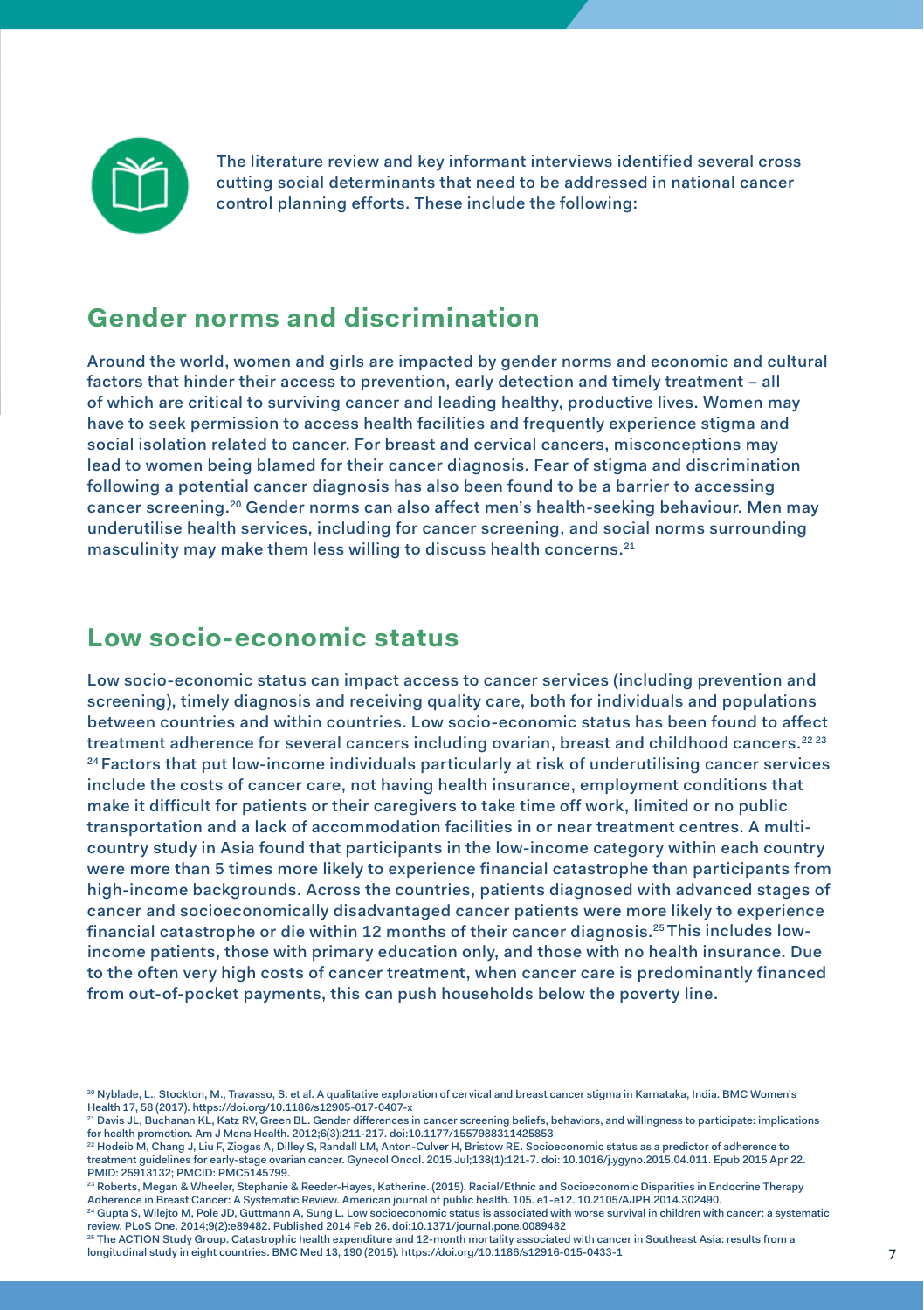The literature review and key informant interviews identified several cross cutting social determinants that need to be addressed in national cancer control planning efforts. These include the following:

## Gender norms and discrimination

Around the world, women and girls are impacted by gender norms and economic and cultural factors that hinder their access to prevention, early detection and timely treatment – all of which are critical to surviving cancer and leading healthy, productive lives. Women may have to seek permission to access health facilities and frequently experience stigma and social isolation related to cancer. For breast and cervical cancers, misconceptions may lead to women being blamed for their cancer diagnosis. Fear of stigma and discrimination following a potential cancer diagnosis has also been found to be a barrier to accessing cancer screening.[20] Gender norms can also affect men's health-seeking behaviour. Men may underutilise health services, including for cancer screening, and social norms surrounding masculinity may make them less willing to discuss health concerns.[21]

## Low socio-economic status

Low socio-economic status can impact access to cancer services (including prevention and screening), timely diagnosis and receiving quality care, both for individuals and populations between countries and within countries. Low socio-economic status has been found to affect treatment adherence for several cancers including ovarian, breast and childhood cancers.[22] [23] [24] Factors that put low-income individuals particularly at risk of underutilising cancer services include the costs of cancer care, not having health insurance, employment conditions that make it difficult for patients or their caregivers to take time off work, limited or no public transportation and a lack of accommodation facilities in or near treatment centres. A multi-country study in Asia found that participants in the low-income category within each country were more than 5 times more likely to experience financial catastrophe than participants from high-income backgrounds. Across the countries, patients diagnosed with advanced stages of cancer and socioeconomically disadvantaged cancer patients were more likely to experience financial catastrophe or die within 12 months of their cancer diagnosis.[25] This includes low-income patients, those with primary education only, and those with no health insurance. Due to the often very high costs of cancer treatment, when cancer care is predominantly financed from out-of-pocket payments, this can push households below the poverty line.

[20] Nyblade, L., Stockton, M., Travasso, S. et al. A qualitative exploration of cervical and breast cancer stigma in Karnataka, India. BMC Women's Health 17, 58 (2017). https://doi.org/10.1186/s12905-017-0407-x

[21] Davis JL, Buchanan KL, Katz RV, Green BL. Gender differences in cancer screening beliefs, behaviors, and willingness to participate: implications for health promotion. Am J Mens Health. 2012;6(3):211-217. doi:10.1177/1557988311425853

[22] Hodeib M, Chang J, Liu F, Ziogas A, Dilley S, Randall LM, Anton-Culver H, Bristow RE. Socioeconomic status as a predictor of adherence to treatment guidelines for early-stage ovarian cancer. Gynecol Oncol. 2015 Jul;138(1):121-7. doi: 10.1016/j.ygyno.2015.04.011. Epub 2015 Apr 22. PMID: 25913132; PMCID: PMC5145799.

[23] Roberts, Megan & Wheeler, Stephanie & Reeder-Hayes, Katherine. (2015). Racial/Ethnic and Socioeconomic Disparities in Endocrine Therapy Adherence in Breast Cancer: A Systematic Review. American journal of public health. 105. e1-e12. 10.2105/AJPH.2014.302490.

[24] Gupta S, Wilejto M, Pole JD, Guttmann A, Sung L. Low socioeconomic status is associated with worse survival in children with cancer: a systematic review. PLoS One. 2014;9(2):e89482. Published 2014 Feb 26. doi:10.1371/journal.pone.0089482

[25] The ACTION Study Group. Catastrophic health expenditure and 12-month mortality associated with cancer in Southeast Asia: results from a longitudinal study in eight countries. BMC Med 13, 190 (2015). https://doi.org/10.1186/s12916-015-0433-1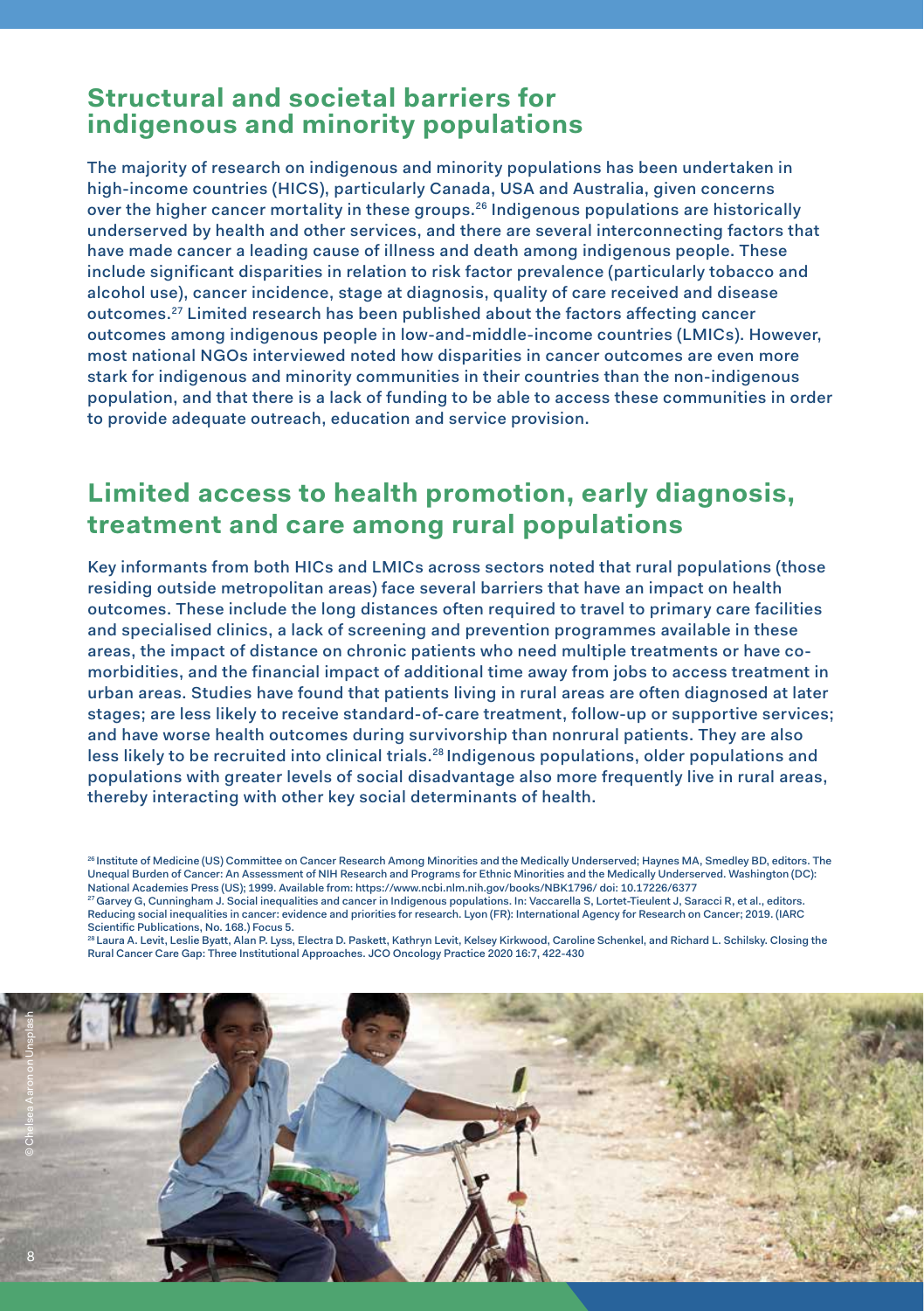## Structural and societal barriers for indigenous and minority populations

The majority of research on indigenous and minority populations has been undertaken in high-income countries (HICS), particularly Canada, USA and Australia, given concerns over the higher cancer mortality in these groups.[26] Indigenous populations are historically underserved by health and other services, and there are several interconnecting factors that have made cancer a leading cause of illness and death among indigenous people. These include significant disparities in relation to risk factor prevalence (particularly tobacco and alcohol use), cancer incidence, stage at diagnosis, quality of care received and disease outcomes.[27] Limited research has been published about the factors affecting cancer outcomes among indigenous people in low-and-middle-income countries (LMICs). However, most national NGOs interviewed noted how disparities in cancer outcomes are even more stark for indigenous and minority communities in their countries than the non-indigenous population, and that there is a lack of funding to be able to access these communities in order to provide adequate outreach, education and service provision.

## Limited access to health promotion, early diagnosis, treatment and care among rural populations

Key informants from both HICs and LMICs across sectors noted that rural populations (those residing outside metropolitan areas) face several barriers that have an impact on health outcomes. These include the long distances often required to travel to primary care facilities and specialised clinics, a lack of screening and prevention programmes available in these areas, the impact of distance on chronic patients who need multiple treatments or have co-morbidities, and the financial impact of additional time away from jobs to access treatment in urban areas. Studies have found that patients living in rural areas are often diagnosed at later stages; are less likely to receive standard-of-care treatment, follow-up or supportive services; and have worse health outcomes during survivorship than nonrural patients. They are also less likely to be recruited into clinical trials.[28] Indigenous populations, older populations and populations with greater levels of social disadvantage also more frequently live in rural areas, thereby interacting with other key social determinants of health.

[26] Institute of Medicine (US) Committee on Cancer Research Among Minorities and the Medically Underserved; Haynes MA, Smedley BD, editors. The Unequal Burden of Cancer: An Assessment of NIH Research and Programs for Ethnic Minorities and the Medically Underserved. Washington (DC): National Academies Press (US); 1999. Available from: https://www.ncbi.nlm.nih.gov/books/NBK1796/ doi: 10.17226/6377

[27] Garvey G, Cunningham J. Social inequalities and cancer in Indigenous populations. In: Vaccarella S, Lortet-Tieulent J, Saracci R, et al., editors. Reducing social inequalities in cancer: evidence and priorities for research. Lyon (FR): International Agency for Research on Cancer; 2019. (IARC Scientific Publications, No. 168.) Focus 5.

[28] Laura A. Levit, Leslie Byatt, Alan P. Lyss, Electra D. Paskett, Kathryn Levit, Kelsey Kirkwood, Caroline Schenkel, and Richard L. Schilsky. Closing the Rural Cancer Care Gap: Three Institutional Approaches. JCO Oncology Practice 2020 16:7, 422-430

© Chelsea Aaron on Unsplash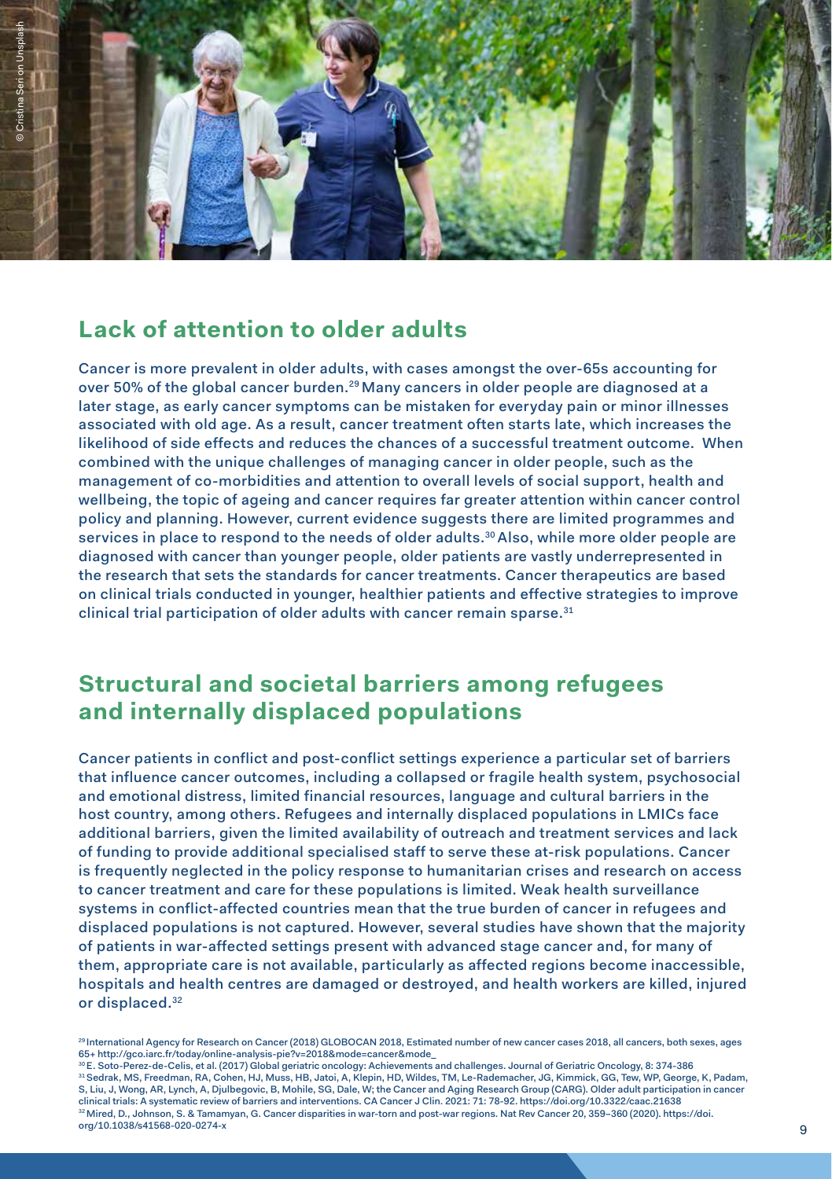## Lack of attention to older adults

Cancer is more prevalent in older adults, with cases amongst the over-65s accounting for over 50% of the global cancer burden.[29] Many cancers in older people are diagnosed at a later stage, as early cancer symptoms can be mistaken for everyday pain or minor illnesses associated with old age. As a result, cancer treatment often starts late, which increases the likelihood of side effects and reduces the chances of a successful treatment outcome. When combined with the unique challenges of managing cancer in older people, such as the management of co-morbidities and attention to overall levels of social support, health and wellbeing, the topic of ageing and cancer requires far greater attention within cancer control policy and planning. However, current evidence suggests there are limited programmes and services in place to respond to the needs of older adults.[30] Also, while more older people are diagnosed with cancer than younger people, older patients are vastly underrepresented in the research that sets the standards for cancer treatments. Cancer therapeutics are based on clinical trials conducted in younger, healthier patients and effective strategies to improve clinical trial participation of older adults with cancer remain sparse.[31]

## Structural and societal barriers among refugees and internally displaced populations

Cancer patients in conflict and post-conflict settings experience a particular set of barriers that influence cancer outcomes, including a collapsed or fragile health system, psychosocial and emotional distress, limited financial resources, language and cultural barriers in the host country, among others. Refugees and internally displaced populations in LMICs face additional barriers, given the limited availability of outreach and treatment services and lack of funding to provide additional specialised staff to serve these at-risk populations. Cancer is frequently neglected in the policy response to humanitarian crises and research on access to cancer treatment and care for these populations is limited. Weak health surveillance systems in conflict-affected countries mean that the true burden of cancer in refugees and displaced populations is not captured. However, several studies have shown that the majority of patients in war-affected settings present with advanced stage cancer and, for many of them, appropriate care is not available, particularly as affected regions become inaccessible, hospitals and health centres are damaged or destroyed, and health workers are killed, injured or displaced.[32]

[29] International Agency for Research on Cancer (2018) GLOBOCAN 2018, Estimated number of new cancer cases 2018, all cancers, both sexes, ages 65+ http://gco.iarc.fr/today/online-analysis-pie?v=2018&mode=cancer&mode_

[30] E. Soto-Perez-de-Celis, et al. (2017) Global geriatric oncology: Achievements and challenges. Journal of Geriatric Oncology, 8: 374-386

[31] Sedrak, MS, Freedman, RA, Cohen, HJ, Muss, HB, Jatoi, A, Klepin, HD, Wildes, TM, Le-Rademacher, JG, Kimmick, GG, Tew, WP, George, K, Padam, S, Liu, J, Wong, AR, Lynch, A, Djulbegovic, B, Mohile, SG, Dale, W; the Cancer and Aging Research Group (CARG). Older adult participation in cancer clinical trials: A systematic review of barriers and interventions. CA Cancer J Clin. 2021: 71: 78-92. https://doi.org/10.3322/caac.21638

[32] Mired, D., Johnson, S. & Tamamyan, G. Cancer disparities in war-torn and post-war regions. Nat Rev Cancer 20, 359–360 (2020). https://doi.org/10.1038/s41568-020-0274-x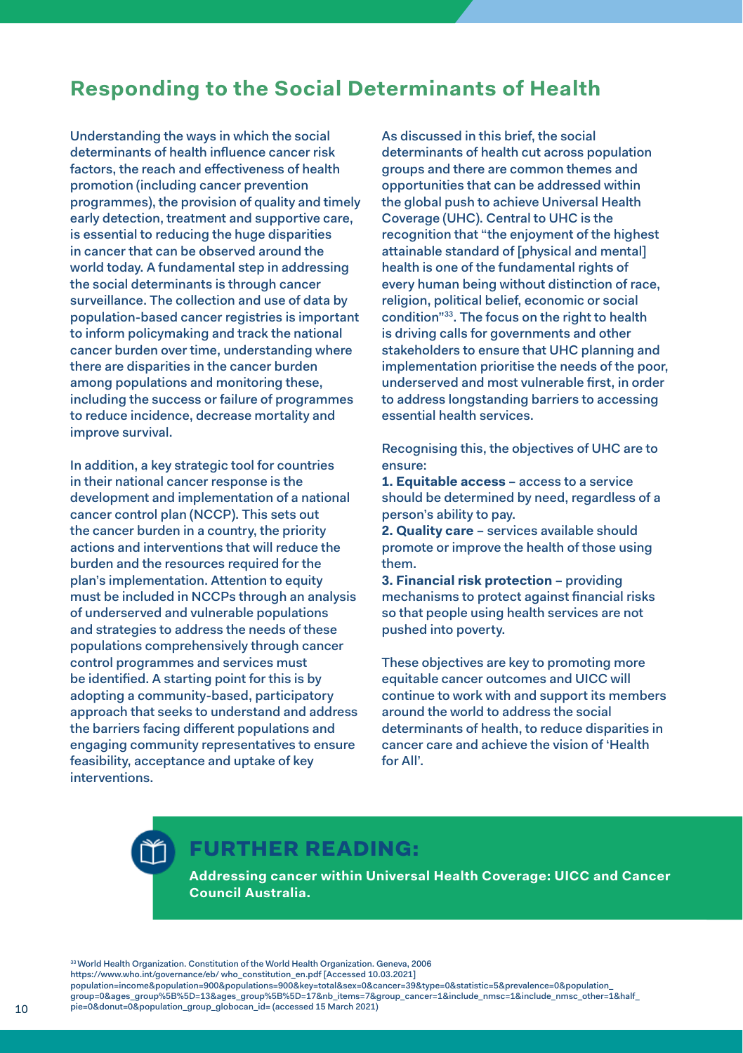## Responding to the Social Determinants of Health

Understanding the ways in which the social determinants of health influence cancer risk factors, the reach and effectiveness of health promotion (including cancer prevention programmes), the provision of quality and timely early detection, treatment and supportive care, is essential to reducing the huge disparities in cancer that can be observed around the world today. A fundamental step in addressing the social determinants is through cancer surveillance. The collection and use of data by population-based cancer registries is important to inform policymaking and track the national cancer burden over time, understanding where there are disparities in the cancer burden among populations and monitoring these, including the success or failure of programmes to reduce incidence, decrease mortality and improve survival.

In addition, a key strategic tool for countries in their national cancer response is the development and implementation of a national cancer control plan (NCCP). This sets out the cancer burden in a country, the priority actions and interventions that will reduce the burden and the resources required for the plan's implementation. Attention to equity must be included in NCCPs through an analysis of underserved and vulnerable populations and strategies to address the needs of these populations comprehensively through cancer control programmes and services must be identified. A starting point for this is by adopting a community-based, participatory approach that seeks to understand and address the barriers facing different populations and engaging community representatives to ensure feasibility, acceptance and uptake of key interventions.

As discussed in this brief, the social determinants of health cut across population groups and there are common themes and opportunities that can be addressed within the global push to achieve Universal Health Coverage (UHC). Central to UHC is the recognition that "the enjoyment of the highest attainable standard of [physical and mental] health is one of the fundamental rights of every human being without distinction of race, religion, political belief, economic or social condition"[33]. The focus on the right to health is driving calls for governments and other stakeholders to ensure that UHC planning and implementation prioritise the needs of the poor, underserved and most vulnerable first, in order to address longstanding barriers to accessing essential health services.

Recognising this, the objectives of UHC are to ensure:

1. **Equitable access** – access to a service should be determined by need, regardless of a person's ability to pay.
2. **Quality care** – services available should promote or improve the health of those using them.
3. **Financial risk protection** – providing mechanisms to protect against financial risks so that people using health services are not pushed into poverty.

These objectives are key to promoting more equitable cancer outcomes and UICC will continue to work with and support its members around the world to address the social determinants of health, to reduce disparities in cancer care and achieve the vision of 'Health for All'.

### FURTHER READING:

**Addressing cancer within Universal Health Coverage: UICC and Cancer Council Australia.**

[33] World Health Organization. Constitution of the World Health Organization. Geneva, 2006 https://www.who.int/governance/eb/ who_constitution_en.pdf [Accessed 10.03.2021]
population=income&population=900&populations=900&key=total&sex=0&cancer=39&type=0&statistic=5&prevalence=0&population_group=0&ages_group%5B%5D=13&ages_group%5B%5D=17&nb_items=7&group_cancer=1&include_nmsc=1&include_nmsc_other=1&half_pie=0&donut=0&population_group_globocan_id= (accessed 15 March 2021)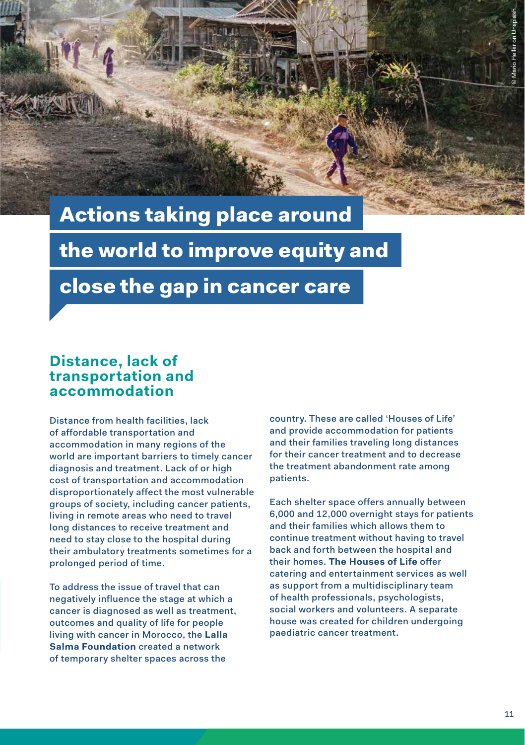# Actions taking place around the world to improve equity and close the gap in cancer care

## Distance, lack of transportation and accommodation

Distance from health facilities, lack of affordable transportation and accommodation in many regions of the world are important barriers to timely cancer diagnosis and treatment. Lack of or high cost of transportation and accommodation disproportionately affect the most vulnerable groups of society, including cancer patients, living in remote areas who need to travel long distances to receive treatment and need to stay close to the hospital during their ambulatory treatments sometimes for a prolonged period of time.

To address the issue of travel that can negatively influence the stage at which a cancer is diagnosed as well as treatment, outcomes and quality of life for people living with cancer in Morocco, the **Lalla Salma Foundation** created a network of temporary shelter spaces across the country. These are called 'Houses of Life' and provide accommodation for patients and their families traveling long distances for their cancer treatment and to decrease the treatment abandonment rate among patients.

Each shelter space offers annually between 6,000 and 12,000 overnight stays for patients and their families which allows them to continue treatment without having to travel back and forth between the hospital and their homes. **The Houses of Life** offer catering and entertainment services as well as support from a multidisciplinary team of health professionals, psychologists, social workers and volunteers. A separate house was created for children undergoing paediatric cancer treatment.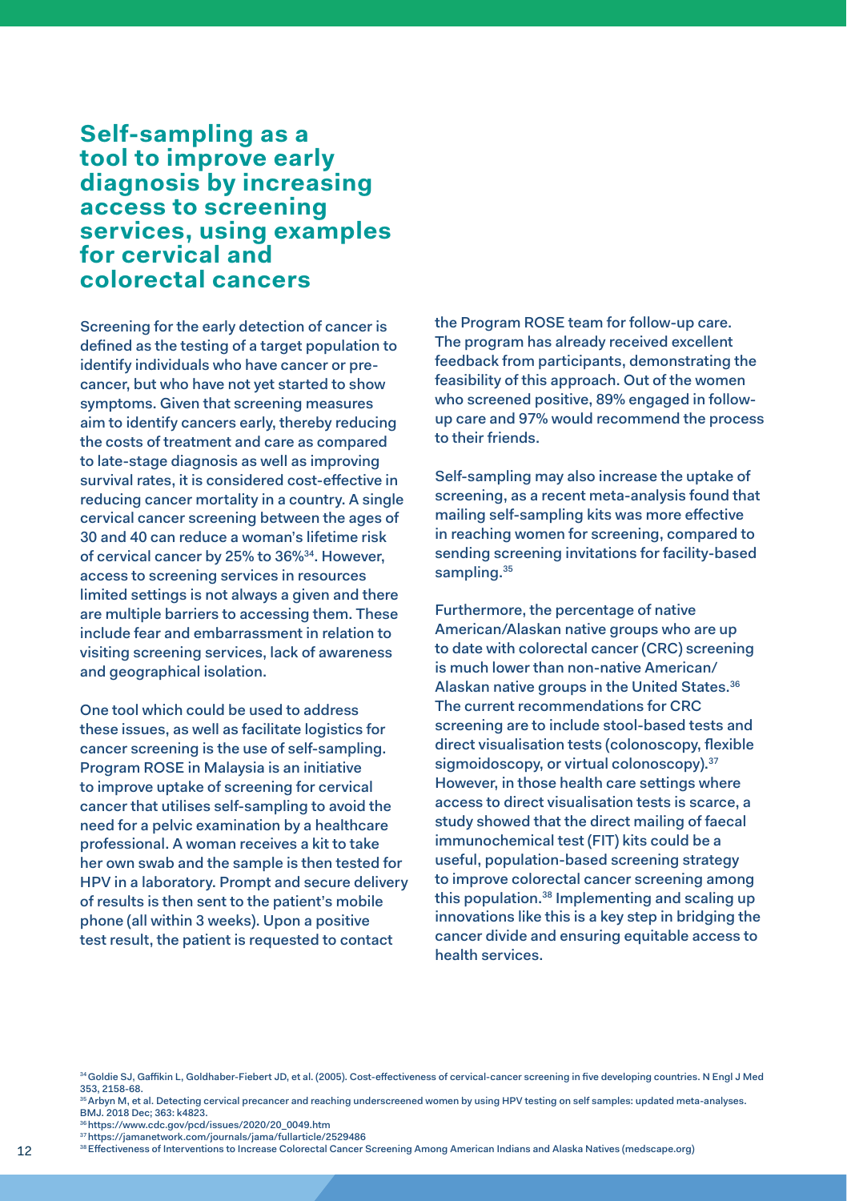## Self-sampling as a tool to improve early diagnosis by increasing access to screening services, using examples for cervical and colorectal cancers

Screening for the early detection of cancer is defined as the testing of a target population to identify individuals who have cancer or pre-cancer, but who have not yet started to show symptoms. Given that screening measures aim to identify cancers early, thereby reducing the costs of treatment and care as compared to late-stage diagnosis as well as improving survival rates, it is considered cost-effective in reducing cancer mortality in a country. A single cervical cancer screening between the ages of 30 and 40 can reduce a woman's lifetime risk of cervical cancer by 25% to 36%[34]. However, access to screening services in resources limited settings is not always a given and there are multiple barriers to accessing them. These include fear and embarrassment in relation to visiting screening services, lack of awareness and geographical isolation.

One tool which could be used to address these issues, as well as facilitate logistics for cancer screening is the use of self-sampling. Program ROSE in Malaysia is an initiative to improve uptake of screening for cervical cancer that utilises self-sampling to avoid the need for a pelvic examination by a healthcare professional. A woman receives a kit to take her own swab and the sample is then tested for HPV in a laboratory. Prompt and secure delivery of results is then sent to the patient's mobile phone (all within 3 weeks). Upon a positive test result, the patient is requested to contact the Program ROSE team for follow-up care. The program has already received excellent feedback from participants, demonstrating the feasibility of this approach. Out of the women who screened positive, 89% engaged in follow-up care and 97% would recommend the process to their friends.

Self-sampling may also increase the uptake of screening, as a recent meta-analysis found that mailing self-sampling kits was more effective in reaching women for screening, compared to sending screening invitations for facility-based sampling.[35]

Furthermore, the percentage of native American/Alaskan native groups who are up to date with colorectal cancer (CRC) screening is much lower than non-native American/Alaskan native groups in the United States.[36] The current recommendations for CRC screening are to include stool-based tests and direct visualisation tests (colonoscopy, flexible sigmoidoscopy, or virtual colonoscopy).[37] However, in those health care settings where access to direct visualisation tests is scarce, a study showed that the direct mailing of faecal immunochemical test (FIT) kits could be a useful, population-based screening strategy to improve colorectal cancer screening among this population.[38] Implementing and scaling up innovations like this is a key step in bridging the cancer divide and ensuring equitable access to health services.

---

[34] Goldie SJ, Gaffikin L, Goldhaber-Fiebert JD, et al. (2005). Cost-effectiveness of cervical-cancer screening in five developing countries. N Engl J Med 353, 2158-68.

[35] Arbyn M, et al. Detecting cervical precancer and reaching underscreened women by using HPV testing on self samples: updated meta-analyses. BMJ. 2018 Dec; 363: k4823.

[36] https://www.cdc.gov/pcd/issues/2020/20_0049.htm

[37] https://jamanetwork.com/journals/jama/fullarticle/2529486

[38] Effectiveness of Interventions to Increase Colorectal Cancer Screening Among American Indians and Alaska Natives (medscape.org)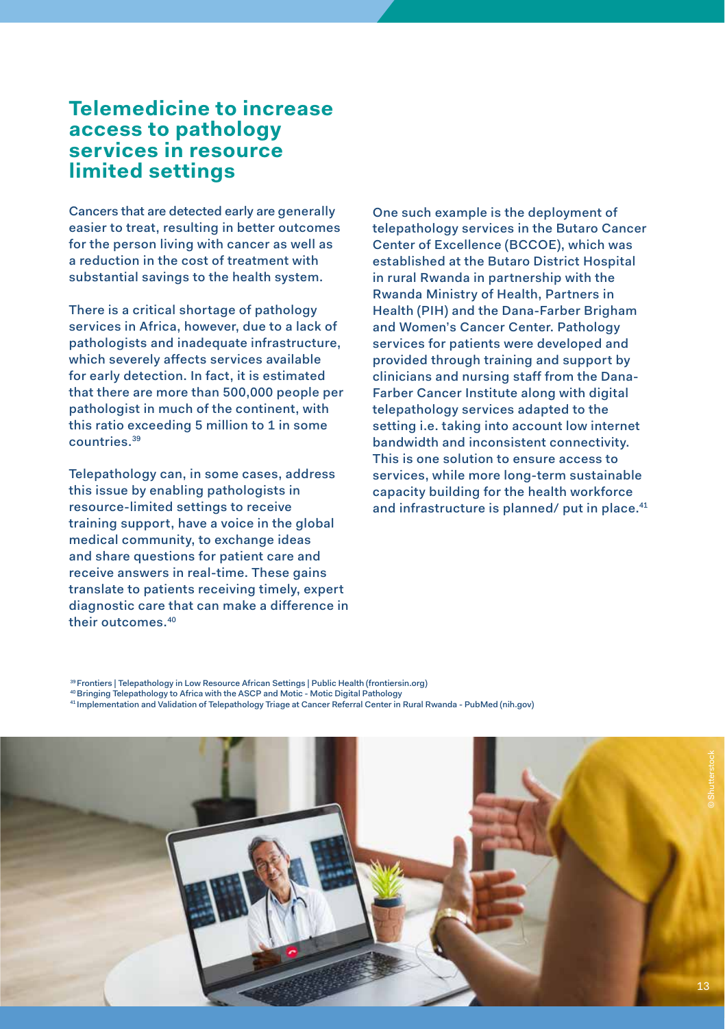# Telemedicine to increase access to pathology services in resource limited settings

Cancers that are detected early are generally easier to treat, resulting in better outcomes for the person living with cancer as well as a reduction in the cost of treatment with substantial savings to the health system.

There is a critical shortage of pathology services in Africa, however, due to a lack of pathologists and inadequate infrastructure, which severely affects services available for early detection. In fact, it is estimated that there are more than 500,000 people per pathologist in much of the continent, with this ratio exceeding 5 million to 1 in some countries.[39]

Telepathology can, in some cases, address this issue by enabling pathologists in resource-limited settings to receive training support, have a voice in the global medical community, to exchange ideas and share questions for patient care and receive answers in real-time. These gains translate to patients receiving timely, expert diagnostic care that can make a difference in their outcomes.[40]

One such example is the deployment of telepathology services in the Butaro Cancer Center of Excellence (BCCOE), which was established at the Butaro District Hospital in rural Rwanda in partnership with the Rwanda Ministry of Health, Partners in Health (PIH) and the Dana-Farber Brigham and Women's Cancer Center. Pathology services for patients were developed and provided through training and support by clinicians and nursing staff from the Dana-Farber Cancer Institute along with digital telepathology services adapted to the setting i.e. taking into account low internet bandwidth and inconsistent connectivity. This is one solution to ensure access to services, while more long-term sustainable capacity building for the health workforce and infrastructure is planned/ put in place.[41]

[39] Frontiers | Telepathology in Low Resource African Settings | Public Health (frontiersin.org)
[40] Bringing Telepathology to Africa with the ASCP and Motic - Motic Digital Pathology
[41] Implementation and Validation of Telepathology Triage at Cancer Referral Center in Rural Rwanda - PubMed (nih.gov)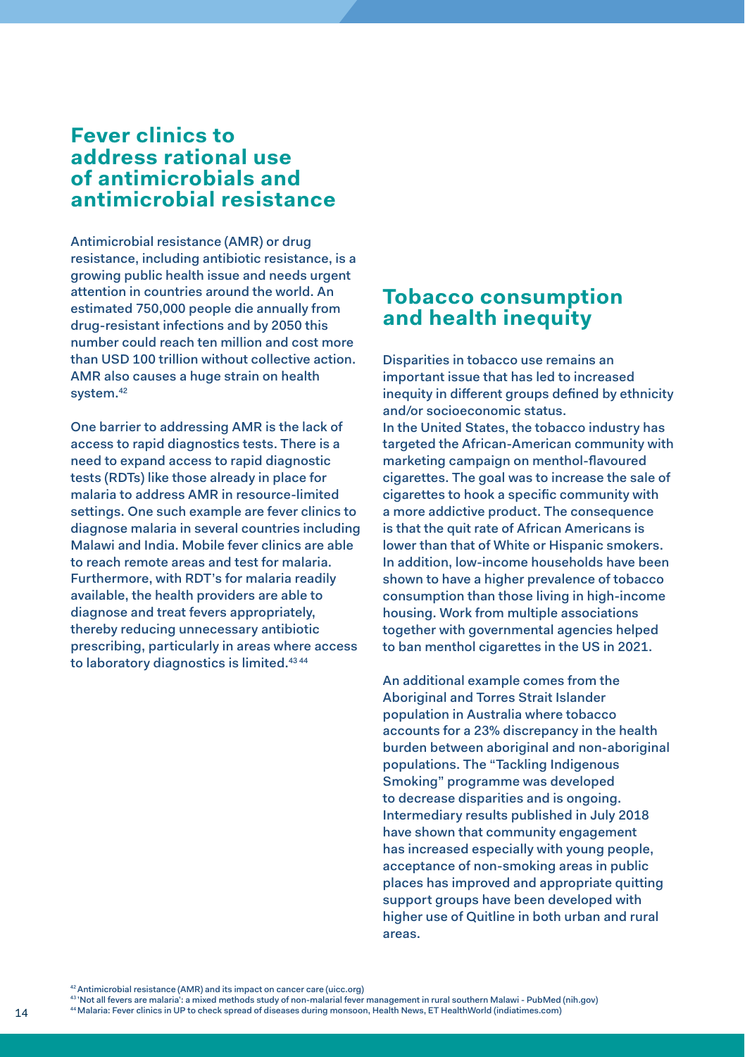## Fever clinics to address rational use of antimicrobials and antimicrobial resistance

Antimicrobial resistance (AMR) or drug resistance, including antibiotic resistance, is a growing public health issue and needs urgent attention in countries around the world. An estimated 750,000 people die annually from drug-resistant infections and by 2050 this number could reach ten million and cost more than USD 100 trillion without collective action. AMR also causes a huge strain on health system.[42]

One barrier to addressing AMR is the lack of access to rapid diagnostics tests. There is a need to expand access to rapid diagnostic tests (RDTs) like those already in place for malaria to address AMR in resource-limited settings. One such example are fever clinics to diagnose malaria in several countries including Malawi and India. Mobile fever clinics are able to reach remote areas and test for malaria. Furthermore, with RDT's for malaria readily available, the health providers are able to diagnose and treat fevers appropriately, thereby reducing unnecessary antibiotic prescribing, particularly in areas where access to laboratory diagnostics is limited.[43 44]

## Tobacco consumption and health inequity

Disparities in tobacco use remains an important issue that has led to increased inequity in different groups defined by ethnicity and/or socioeconomic status.
In the United States, the tobacco industry has targeted the African-American community with marketing campaign on menthol-flavoured cigarettes. The goal was to increase the sale of cigarettes to hook a specific community with a more addictive product. The consequence is that the quit rate of African Americans is lower than that of White or Hispanic smokers. In addition, low-income households have been shown to have a higher prevalence of tobacco consumption than those living in high-income housing. Work from multiple associations together with governmental agencies helped to ban menthol cigarettes in the US in 2021.

An additional example comes from the Aboriginal and Torres Strait Islander population in Australia where tobacco accounts for a 23% discrepancy in the health burden between aboriginal and non-aboriginal populations. The "Tackling Indigenous Smoking" programme was developed to decrease disparities and is ongoing. Intermediary results published in July 2018 have shown that community engagement has increased especially with young people, acceptance of non-smoking areas in public places has improved and appropriate quitting support groups have been developed with higher use of Quitline in both urban and rural areas.

[42] Antimicrobial resistance (AMR) and its impact on cancer care (uicc.org)
[43] 'Not all fevers are malaria': a mixed methods study of non-malarial fever management in rural southern Malawi - PubMed (nih.gov)
[44] Malaria: Fever clinics in UP to check spread of diseases during monsoon, Health News, ET HealthWorld (indiatimes.com)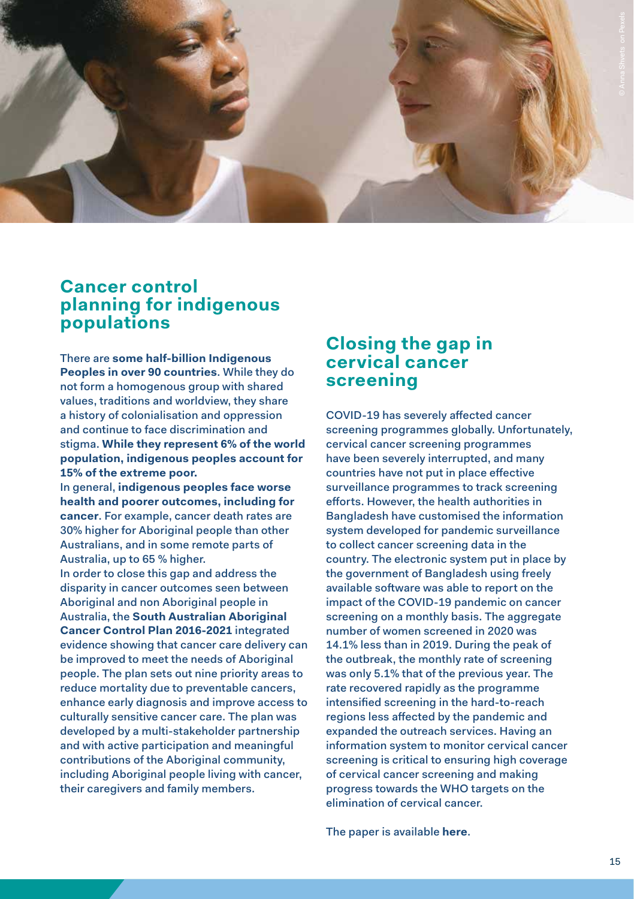## Cancer control planning for indigenous populations

There are **some half-billion Indigenous Peoples in over 90 countries**. While they do not form a homogenous group with shared values, traditions and worldview, they share a history of colonialisation and oppression and continue to face discrimination and stigma. **While they represent 6% of the world population, indigenous peoples account for 15% of the extreme poor.**

In general, **indigenous peoples face worse health and poorer outcomes, including for cancer**. For example, cancer death rates are 30% higher for Aboriginal people than other Australians, and in some remote parts of Australia, up to 65 % higher.

In order to close this gap and address the disparity in cancer outcomes seen between Aboriginal and non Aboriginal people in Australia, the **South Australian Aboriginal Cancer Control Plan 2016-2021** integrated evidence showing that cancer care delivery can be improved to meet the needs of Aboriginal people. The plan sets out nine priority areas to reduce mortality due to preventable cancers, enhance early diagnosis and improve access to culturally sensitive cancer care. The plan was developed by a multi-stakeholder partnership and with active participation and meaningful contributions of the Aboriginal community, including Aboriginal people living with cancer, their caregivers and family members.

## Closing the gap in cervical cancer screening

COVID-19 has severely affected cancer screening programmes globally. Unfortunately, cervical cancer screening programmes have been severely interrupted, and many countries have not put in place effective surveillance programmes to track screening efforts. However, the health authorities in Bangladesh have customised the information system developed for pandemic surveillance to collect cancer screening data in the country. The electronic system put in place by the government of Bangladesh using freely available software was able to report on the impact of the COVID-19 pandemic on cancer screening on a monthly basis. The aggregate number of women screened in 2020 was 14.1% less than in 2019. During the peak of the outbreak, the monthly rate of screening was only 5.1% that of the previous year. The rate recovered rapidly as the programme intensified screening in the hard-to-reach regions less affected by the pandemic and expanded the outreach services. Having an information system to monitor cervical cancer screening is critical to ensuring high coverage of cervical cancer screening and making progress towards the WHO targets on the elimination of cervical cancer.

The paper is available **here**.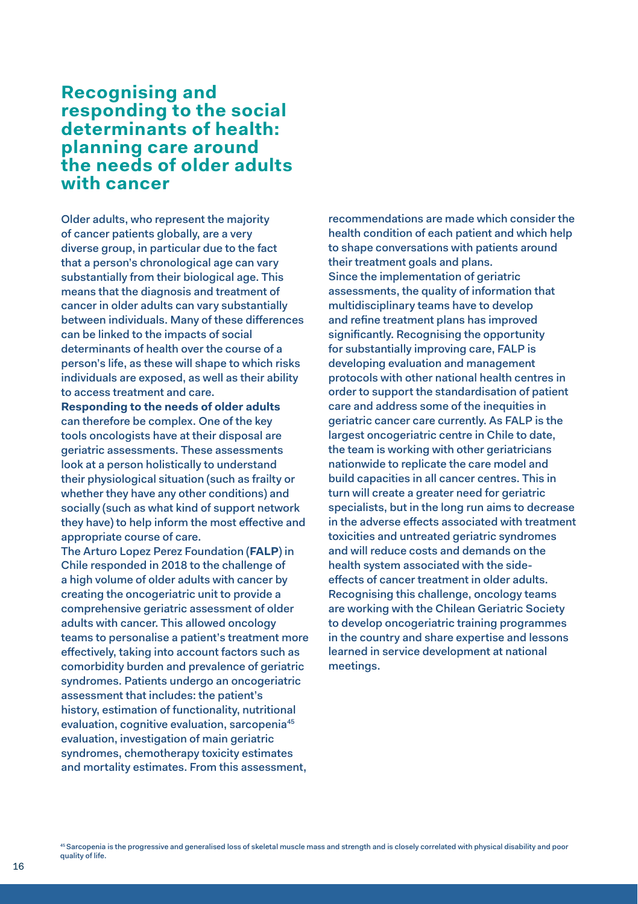## Recognising and responding to the social determinants of health: planning care around the needs of older adults with cancer

Older adults, who represent the majority of cancer patients globally, are a very diverse group, in particular due to the fact that a person's chronological age can vary substantially from their biological age. This means that the diagnosis and treatment of cancer in older adults can vary substantially between individuals. Many of these differences can be linked to the impacts of social determinants of health over the course of a person's life, as these will shape to which risks individuals are exposed, as well as their ability to access treatment and care.

**Responding to the needs of older adults** can therefore be complex. One of the key tools oncologists have at their disposal are geriatric assessments. These assessments look at a person holistically to understand their physiological situation (such as frailty or whether they have any other conditions) and socially (such as what kind of support network they have) to help inform the most effective and appropriate course of care.

The Arturo Lopez Perez Foundation (**FALP**) in Chile responded in 2018 to the challenge of a high volume of older adults with cancer by creating the oncogeriatric unit to provide a comprehensive geriatric assessment of older adults with cancer. This allowed oncology teams to personalise a patient's treatment more effectively, taking into account factors such as comorbidity burden and prevalence of geriatric syndromes. Patients undergo an oncogeriatric assessment that includes: the patient's history, estimation of functionality, nutritional evaluation, cognitive evaluation, sarcopenia[45] evaluation, investigation of main geriatric syndromes, chemotherapy toxicity estimates and mortality estimates. From this assessment, recommendations are made which consider the health condition of each patient and which help to shape conversations with patients around their treatment goals and plans.

Since the implementation of geriatric assessments, the quality of information that multidisciplinary teams have to develop and refine treatment plans has improved significantly. Recognising the opportunity for substantially improving care, FALP is developing evaluation and management protocols with other national health centres in order to support the standardisation of patient care and address some of the inequities in geriatric cancer care currently. As FALP is the largest oncogeriatric centre in Chile to date, the team is working with other geriatricians nationwide to replicate the care model and build capacities in all cancer centres. This in turn will create a greater need for geriatric specialists, but in the long run aims to decrease in the adverse effects associated with treatment toxicities and untreated geriatric syndromes and will reduce costs and demands on the health system associated with the side-effects of cancer treatment in older adults. Recognising this challenge, oncology teams are working with the Chilean Geriatric Society to develop oncogeriatric training programmes in the country and share expertise and lessons learned in service development at national meetings.

[45] Sarcopenia is the progressive and generalised loss of skeletal muscle mass and strength and is closely correlated with physical disability and poor quality of life.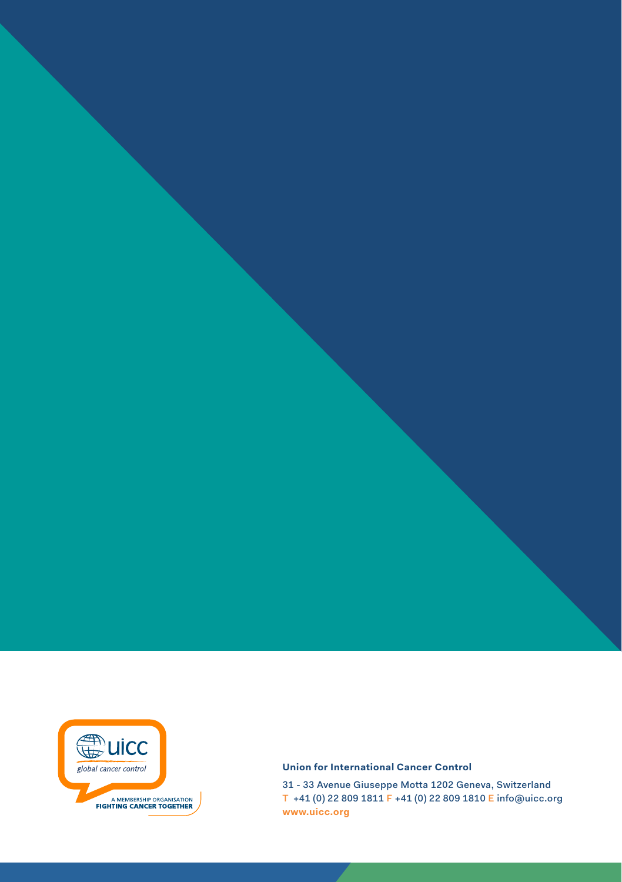**Union for International Cancer Control**

31 - 33 Avenue Giuseppe Motta 1202 Geneva, Switzerland
T +41 (0) 22 809 1811 F +41 (0) 22 809 1810 E info@uicc.org
**www.uicc.org**